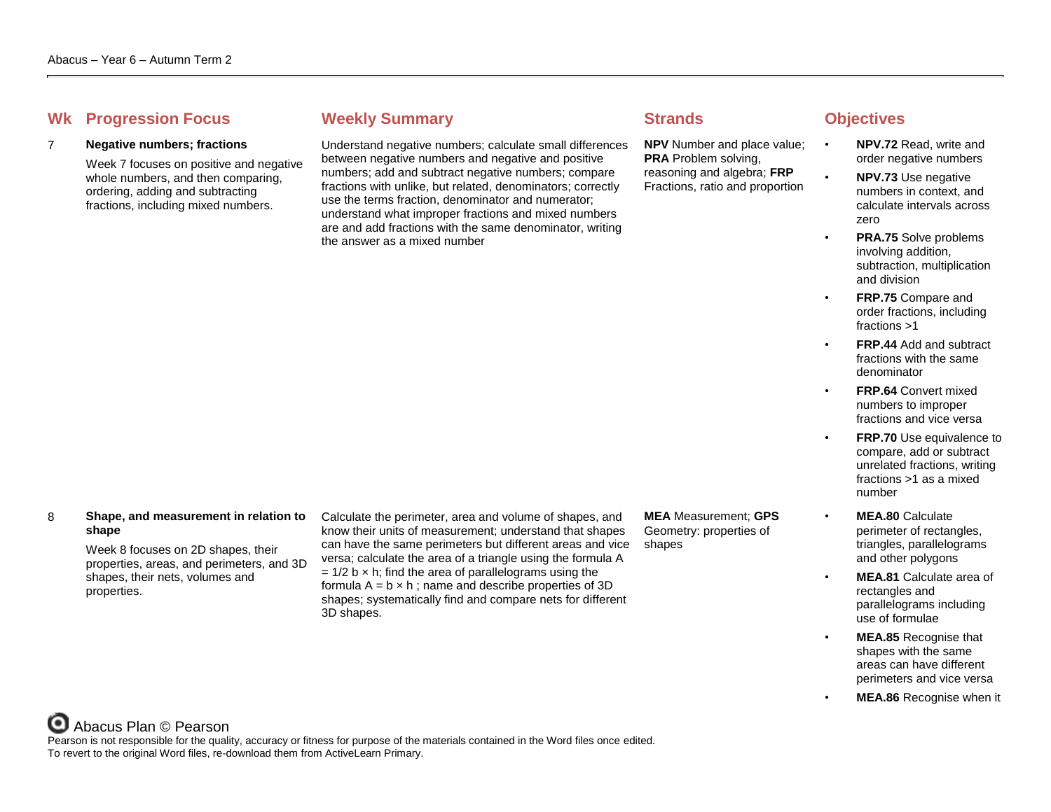Abacus – Year 6 – Autumn Term 2

| Wk | Progression Focus | Weekly Summary | Strands | Objectives |
| --- | --- | --- | --- | --- |
| 7 | **Negative numbers; fractions**<br><br>Week 7 focuses on positive and negative whole numbers, and then comparing, ordering, adding and subtracting fractions, including mixed numbers. | Understand negative numbers; calculate small differences between negative numbers and negative and positive numbers; add and subtract negative numbers; compare fractions with unlike, but related, denominators; correctly use the terms fraction, denominator and numerator; understand what improper fractions and mixed numbers are and add fractions with the same denominator, writing the answer as a mixed number | **NPV** Number and place value; **PRA** Problem solving, reasoning and algebra; **FRP** Fractions, ratio and proportion | • **NPV.72** Read, write and order negative numbers<br>• **NPV.73** Use negative numbers in context, and calculate intervals across zero<br>• **PRA.75** Solve problems involving addition, subtraction, multiplication and division<br>• **FRP.75** Compare and order fractions, including fractions >1<br>• **FRP.44** Add and subtract fractions with the same denominator<br>• **FRP.64** Convert mixed numbers to improper fractions and vice versa<br>• **FRP.70** Use equivalence to compare, add or subtract unrelated fractions, writing fractions >1 as a mixed number |
| 8 | **Shape, and measurement in relation to shape**<br><br>Week 8 focuses on 2D shapes, their properties, areas, and perimeters, and 3D shapes, their nets, volumes and properties. | Calculate the perimeter, area and volume of shapes, and know their units of measurement; understand that shapes can have the same perimeters but different areas and vice versa; calculate the area of a triangle using the formula $A = 1/2\ b \times h$; find the area of parallelograms using the formula $A = b \times h$ ; name and describe properties of 3D shapes; systematically find and compare nets for different 3D shapes. | **MEA** Measurement; **GPS** Geometry: properties of shapes | • **MEA.80** Calculate perimeter of rectangles, triangles, parallelograms and other polygons<br>• **MEA.81** Calculate area of rectangles and parallelograms including use of formulae<br>• **MEA.85** Recognise that shapes with the same areas can have different perimeters and vice versa<br>• **MEA.86** Recognise when it |

Abacus Plan © Pearson

Pearson is not responsible for the quality, accuracy or fitness for purpose of the materials contained in the Word files once edited.
To revert to the original Word files, re-download them from ActiveLearn Primary.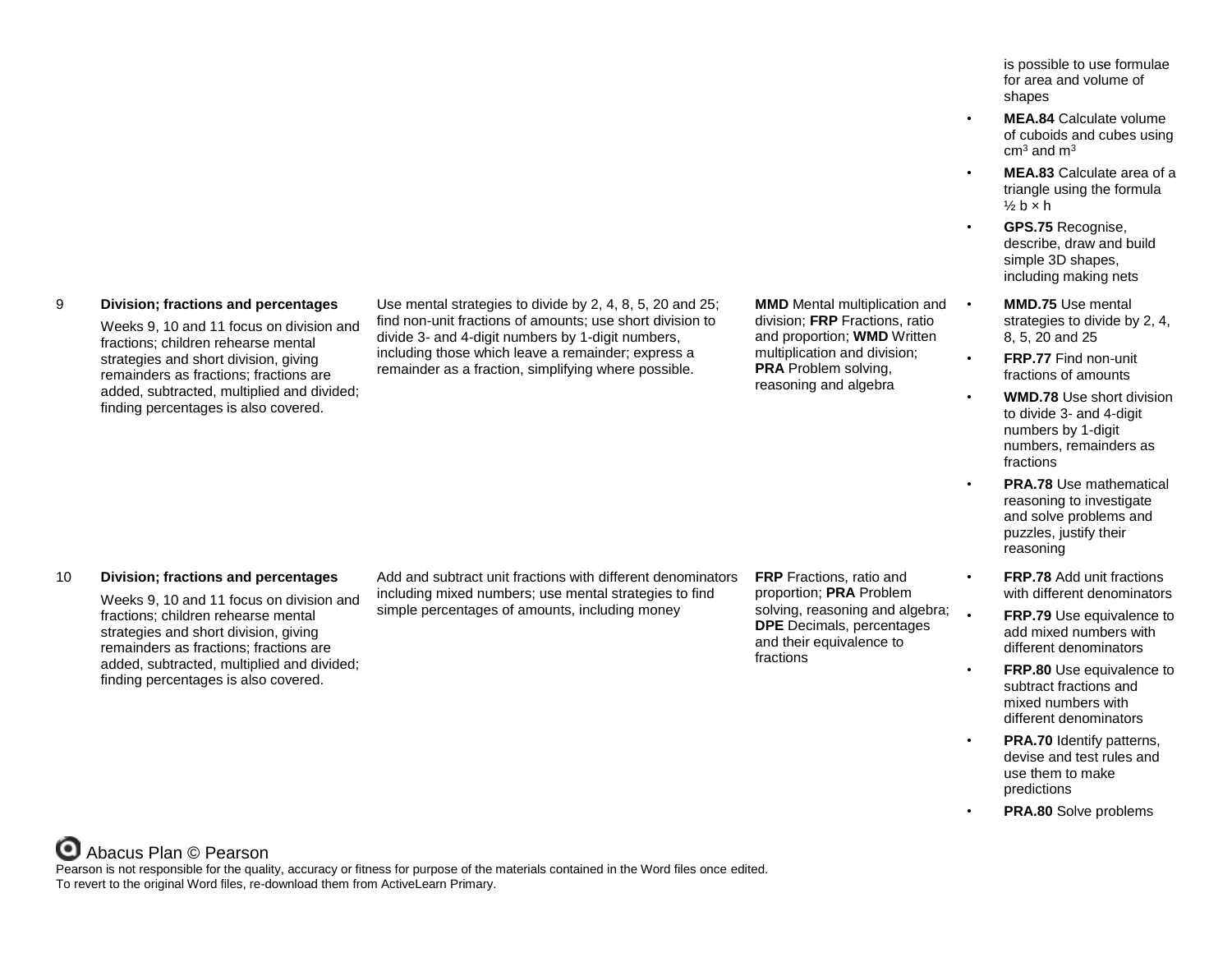| | | | | |
|---|---|---|---|---|
| | | | | is possible to use formulae for area and volume of shapes<br>• **MEA.84** Calculate volume of cuboids and cubes using $cm^3$ and $m^3$<br>• **MEA.83** Calculate area of a triangle using the formula ½ b × h<br>• **GPS.75** Recognise, describe, draw and build simple 3D shapes, including making nets |
| 9 | **Division; fractions and percentages**<br>Weeks 9, 10 and 11 focus on division and fractions; children rehearse mental strategies and short division, giving remainders as fractions; fractions are added, subtracted, multiplied and divided; finding percentages is also covered. | Use mental strategies to divide by 2, 4, 8, 5, 20 and 25; find non-unit fractions of amounts; use short division to divide 3- and 4-digit numbers by 1-digit numbers, including those which leave a remainder; express a remainder as a fraction, simplifying where possible. | **MMD** Mental multiplication and division; **FRP** Fractions, ratio and proportion; **WMD** Written multiplication and division; **PRA** Problem solving, reasoning and algebra | • **MMD.75** Use mental strategies to divide by 2, 4, 8, 5, 20 and 25<br>• **FRP.77** Find non-unit fractions of amounts<br>• **WMD.78** Use short division to divide 3- and 4-digit numbers by 1-digit numbers, remainders as fractions<br>• **PRA.78** Use mathematical reasoning to investigate and solve problems and puzzles, justify their reasoning |
| 10 | **Division; fractions and percentages**<br>Weeks 9, 10 and 11 focus on division and fractions; children rehearse mental strategies and short division, giving remainders as fractions; fractions are added, subtracted, multiplied and divided; finding percentages is also covered. | Add and subtract unit fractions with different denominators including mixed numbers; use mental strategies to find simple percentages of amounts, including money | **FRP** Fractions, ratio and proportion; **PRA** Problem solving, reasoning and algebra; **DPE** Decimals, percentages and their equivalence to fractions | • **FRP.78** Add unit fractions with different denominators<br>• **FRP.79** Use equivalence to add mixed numbers with different denominators<br>• **FRP.80** Use equivalence to subtract fractions and mixed numbers with different denominators<br>• **PRA.70** Identify patterns, devise and test rules and use them to make predictions<br>• **PRA.80** Solve problems |

Abacus Plan © Pearson
Pearson is not responsible for the quality, accuracy or fitness for purpose of the materials contained in the Word files once edited.
To revert to the original Word files, re-download them from ActiveLearn Primary.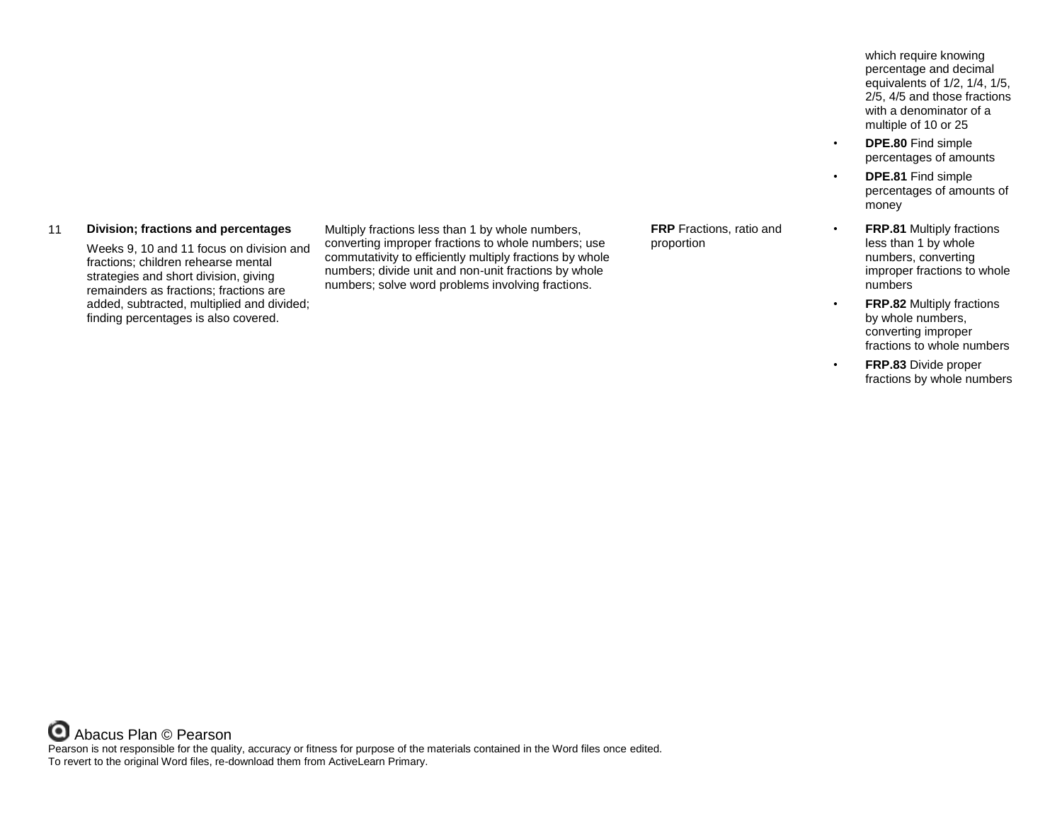| | | | | |
|---|---|---|---|---|
| | | | | which require knowing percentage and decimal equivalents of 1/2, 1/4, 1/5, 2/5, 4/5 and those fractions with a denominator of a multiple of 10 or 25<br>• **DPE.80** Find simple percentages of amounts<br>• **DPE.81** Find simple percentages of amounts of money |
| 11 | **Division; fractions and percentages**<br><br>Weeks 9, 10 and 11 focus on division and fractions; children rehearse mental strategies and short division, giving remainders as fractions; fractions are added, subtracted, multiplied and divided; finding percentages is also covered. | Multiply fractions less than 1 by whole numbers, converting improper fractions to whole numbers; use commutativity to efficiently multiply fractions by whole numbers; divide unit and non-unit fractions by whole numbers; solve word problems involving fractions. | **FRP** Fractions, ratio and proportion | • **FRP.81** Multiply fractions less than 1 by whole numbers, converting improper fractions to whole numbers<br>• **FRP.82** Multiply fractions by whole numbers, converting improper fractions to whole numbers<br>• **FRP.83** Divide proper fractions by whole numbers |

Abacus Plan © Pearson

Pearson is not responsible for the quality, accuracy or fitness for purpose of the materials contained in the Word files once edited.
To revert to the original Word files, re-download them from ActiveLearn Primary.